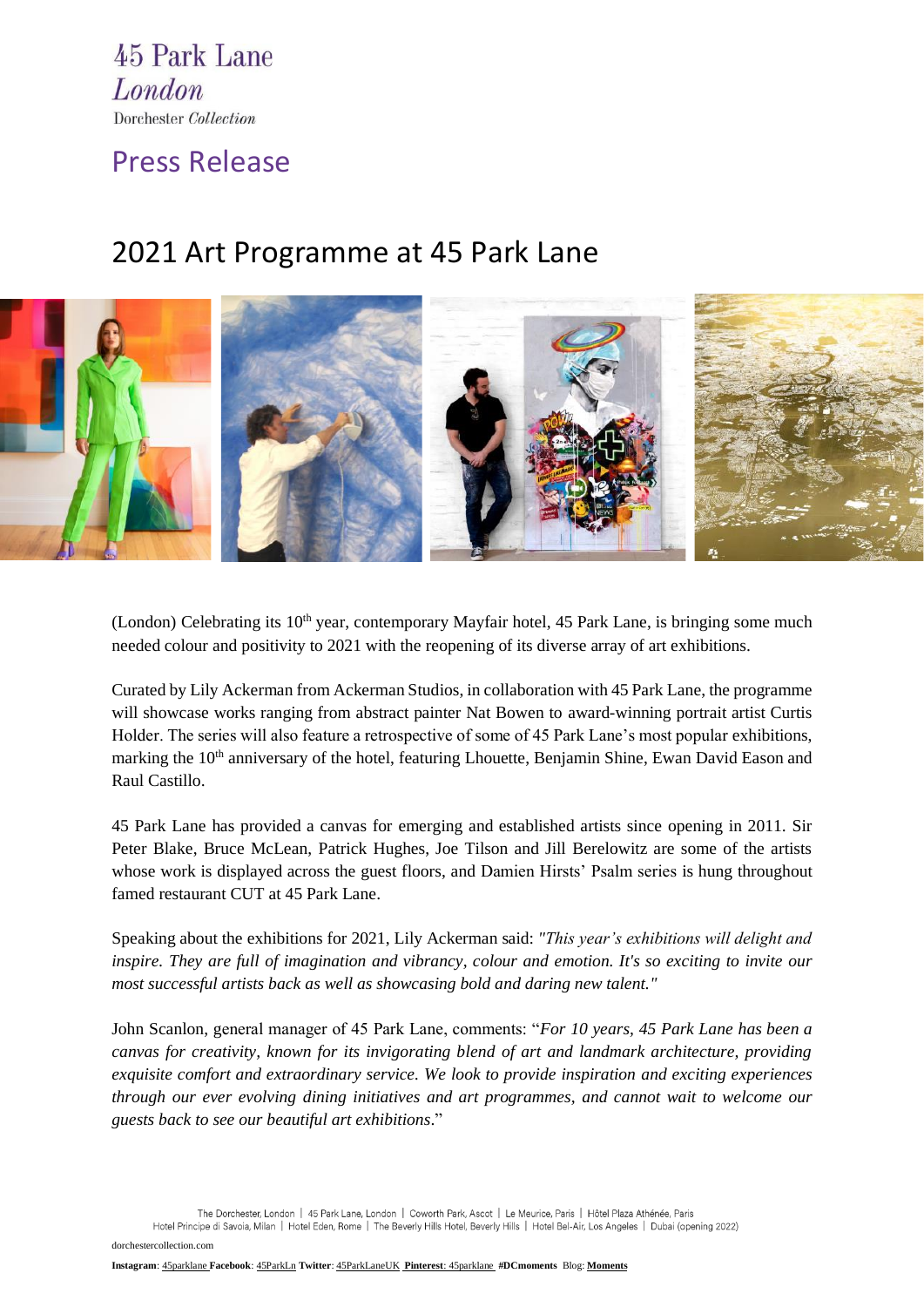45 Park Lane
*London*
Dorchester *Collection*

# Press Release

## 2021 Art Programme at 45 Park Lane

(London) Celebrating its 10th year, contemporary Mayfair hotel, 45 Park Lane, is bringing some much needed colour and positivity to 2021 with the reopening of its diverse array of art exhibitions.

Curated by Lily Ackerman from Ackerman Studios, in collaboration with 45 Park Lane, the programme will showcase works ranging from abstract painter Nat Bowen to award-winning portrait artist Curtis Holder. The series will also feature a retrospective of some of 45 Park Lane's most popular exhibitions, marking the 10th anniversary of the hotel, featuring Lhouette, Benjamin Shine, Ewan David Eason and Raul Castillo.

45 Park Lane has provided a canvas for emerging and established artists since opening in 2011. Sir Peter Blake, Bruce McLean, Patrick Hughes, Joe Tilson and Jill Berelowitz are some of the artists whose work is displayed across the guest floors, and Damien Hirsts' Psalm series is hung throughout famed restaurant CUT at 45 Park Lane.

Speaking about the exhibitions for 2021, Lily Ackerman said: *"This year's exhibitions will delight and inspire. They are full of imagination and vibrancy, colour and emotion. It's so exciting to invite our most successful artists back as well as showcasing bold and daring new talent."*

John Scanlon, general manager of 45 Park Lane, comments: "*For 10 years, 45 Park Lane has been a canvas for creativity, known for its invigorating blend of art and landmark architecture, providing exquisite comfort and extraordinary service. We look to provide inspiration and exciting experiences through our ever evolving dining initiatives and art programmes, and cannot wait to welcome our guests back to see our beautiful art exhibitions*."

The Dorchester, London | 45 Park Lane, London | Coworth Park, Ascot | Le Meurice, Paris | Hôtel Plaza Athénée, Paris
Hotel Principe di Savoia, Milan | Hotel Eden, Rome | The Beverly Hills Hotel, Beverly Hills | Hotel Bel-Air, Los Angeles | Dubai (opening 2022)

dorchestercollection.com

**Instagram**: 45parklane **Facebook**: 45ParkLn **Twitter**: 45ParkLaneUK **Pinterest**: 45parklane **#DCmoments** Blog: **Moments**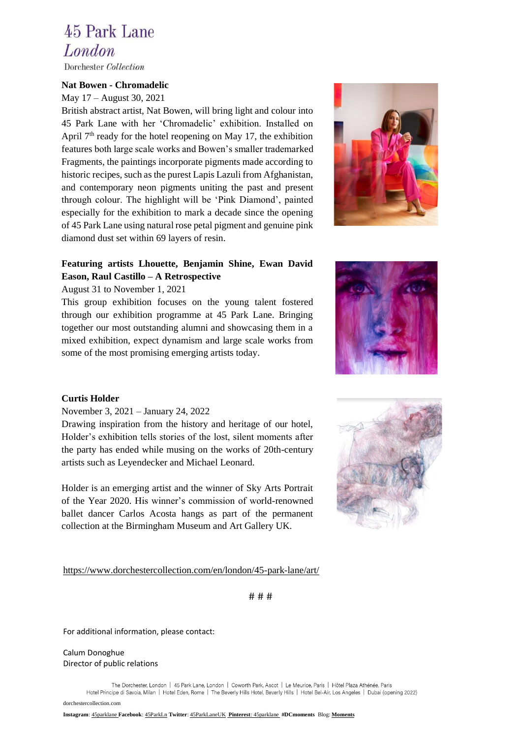45 Park Lane
*London*
Dorchester *Collection*

**Nat Bowen - Chromadelic**

May 17 – August 30, 2021

British abstract artist, Nat Bowen, will bring light and colour into 45 Park Lane with her 'Chromadelic' exhibition. Installed on April 7th ready for the hotel reopening on May 17, the exhibition features both large scale works and Bowen's smaller trademarked Fragments, the paintings incorporate pigments made according to historic recipes, such as the purest Lapis Lazuli from Afghanistan, and contemporary neon pigments uniting the past and present through colour. The highlight will be 'Pink Diamond', painted especially for the exhibition to mark a decade since the opening of 45 Park Lane using natural rose petal pigment and genuine pink diamond dust set within 69 layers of resin.

**Featuring artists Lhouette, Benjamin Shine, Ewan David Eason, Raul Castillo – A Retrospective**

August 31 to November 1, 2021

This group exhibition focuses on the young talent fostered through our exhibition programme at 45 Park Lane. Bringing together our most outstanding alumni and showcasing them in a mixed exhibition, expect dynamism and large scale works from some of the most promising emerging artists today.

**Curtis Holder**

November 3, 2021 – January 24, 2022

Drawing inspiration from the history and heritage of our hotel, Holder's exhibition tells stories of the lost, silent moments after the party has ended while musing on the works of 20th-century artists such as Leyendecker and Michael Leonard.

Holder is an emerging artist and the winner of Sky Arts Portrait of the Year 2020. His winner's commission of world-renowned ballet dancer Carlos Acosta hangs as part of the permanent collection at the Birmingham Museum and Art Gallery UK.

https://www.dorchestercollection.com/en/london/45-park-lane/art/

# # #

For additional information, please contact:

Calum Donoghue
Director of public relations

The Dorchester, London | 45 Park Lane, London | Coworth Park, Ascot | Le Meurice, Paris | Hôtel Plaza Athénée, Paris
Hotel Principe di Savoia, Milan | Hotel Eden, Rome | The Beverly Hills Hotel, Beverly Hills | Hotel Bel-Air, Los Angeles | Dubai (opening 2022)

dorchestercollection.com

**Instagram**: 45parklane **Facebook**: 45ParkLn **Twitter**: 45ParkLaneUK **Pinterest**: 45parklane **#DCmoments** Blog: **Moments**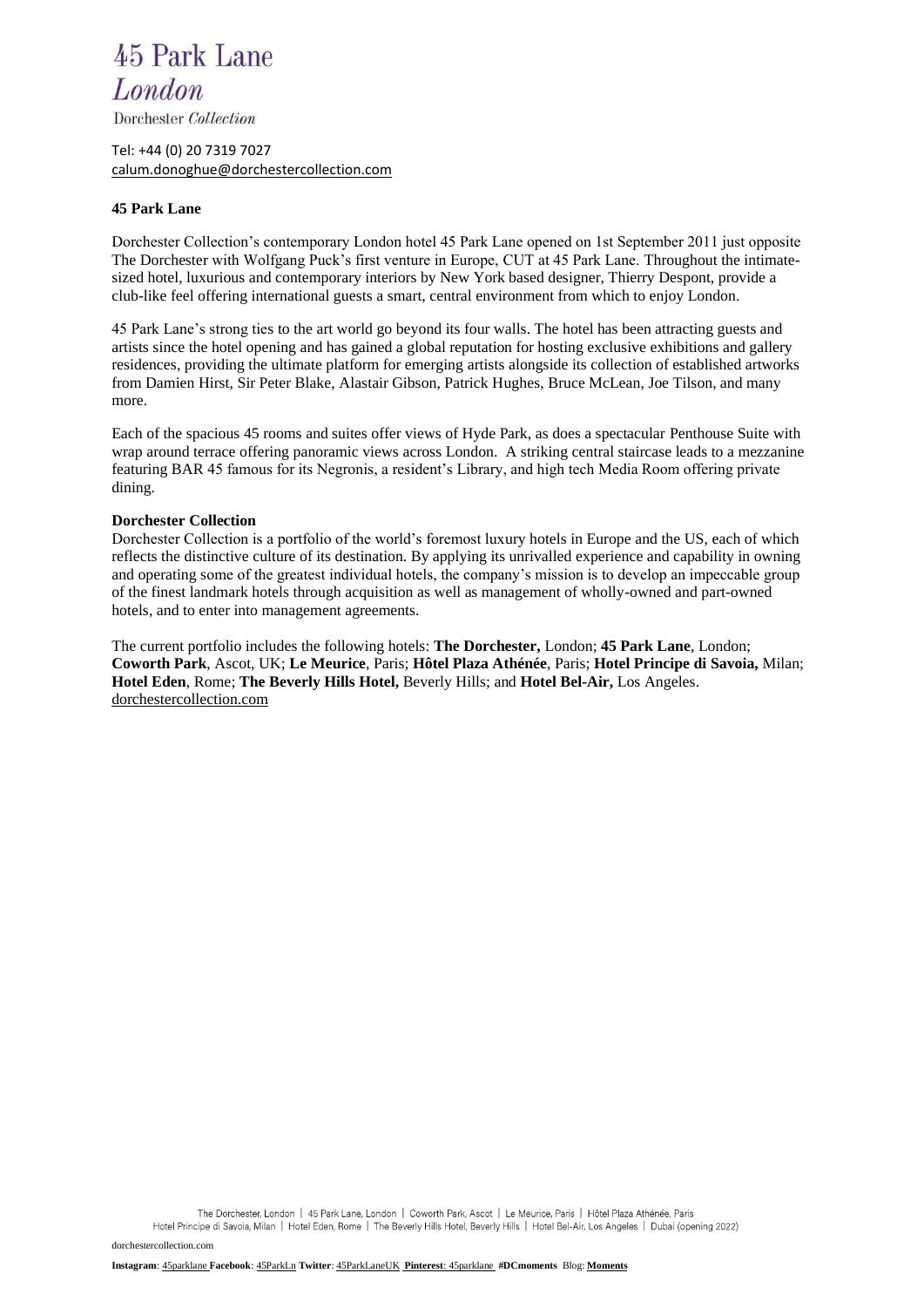# 45 Park Lane
*London*
Dorchester *Collection*

Tel: +44 (0) 20 7319 7027
calum.donoghue@dorchestercollection.com

**45 Park Lane**

Dorchester Collection's contemporary London hotel 45 Park Lane opened on 1st September 2011 just opposite The Dorchester with Wolfgang Puck's first venture in Europe, CUT at 45 Park Lane. Throughout the intimate-sized hotel, luxurious and contemporary interiors by New York based designer, Thierry Despont, provide a club-like feel offering international guests a smart, central environment from which to enjoy London.

45 Park Lane's strong ties to the art world go beyond its four walls. The hotel has been attracting guests and artists since the hotel opening and has gained a global reputation for hosting exclusive exhibitions and gallery residences, providing the ultimate platform for emerging artists alongside its collection of established artworks from Damien Hirst, Sir Peter Blake, Alastair Gibson, Patrick Hughes, Bruce McLean, Joe Tilson, and many more.

Each of the spacious 45 rooms and suites offer views of Hyde Park, as does a spectacular Penthouse Suite with wrap around terrace offering panoramic views across London. A striking central staircase leads to a mezzanine featuring BAR 45 famous for its Negronis, a resident's Library, and high tech Media Room offering private dining.

**Dorchester Collection**
Dorchester Collection is a portfolio of the world's foremost luxury hotels in Europe and the US, each of which reflects the distinctive culture of its destination. By applying its unrivalled experience and capability in owning and operating some of the greatest individual hotels, the company's mission is to develop an impeccable group of the finest landmark hotels through acquisition as well as management of wholly-owned and part-owned hotels, and to enter into management agreements.

The current portfolio includes the following hotels: **The Dorchester,** London; **45 Park Lane**, London; **Coworth Park**, Ascot, UK; **Le Meurice**, Paris; **Hôtel Plaza Athénée**, Paris; **Hotel Principe di Savoia,** Milan; **Hotel Eden**, Rome; **The Beverly Hills Hotel,** Beverly Hills; and **Hotel Bel-Air,** Los Angeles.
dorchestercollection.com

The Dorchester, London | 45 Park Lane, London | Coworth Park, Ascot | Le Meurice, Paris | Hôtel Plaza Athénée, Paris
Hotel Principe di Savoia, Milan | Hotel Eden, Rome | The Beverly Hills Hotel, Beverly Hills | Hotel Bel-Air, Los Angeles | Dubai (opening 2022)

dorchestercollection.com

**Instagram**: 45parklane **Facebook**: 45ParkLn **Twitter**: 45ParkLaneUK **Pinterest**: 45parklane **#DCmoments** Blog: **Moments**